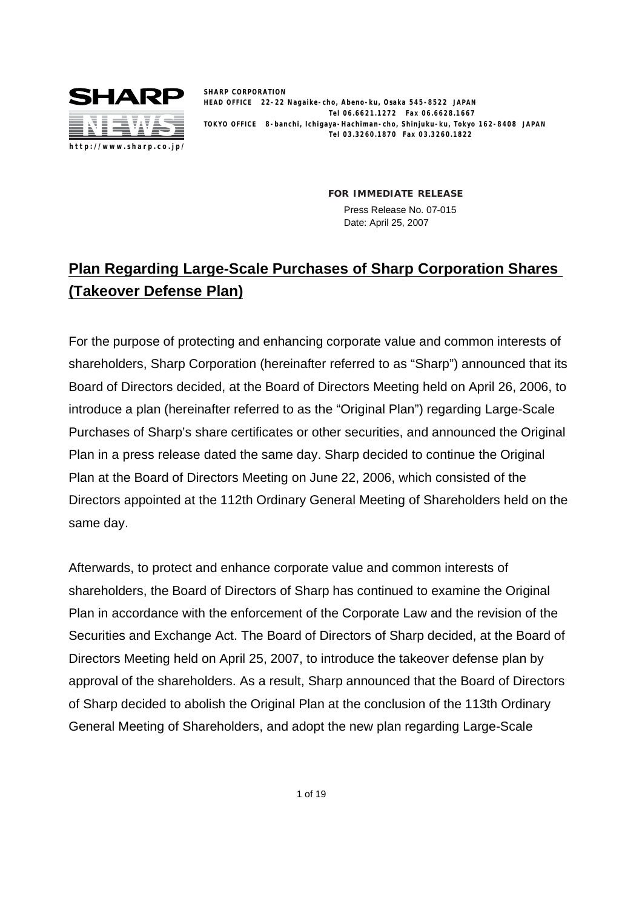SHARP CORPORATION
HEAD OFFICE 22-22 Nagaike-cho, Abeno-ku, Osaka 545-8522 JAPAN
Tel 06.6621.1272 Fax 06.6628.1667
TOKYO OFFICE 8-banchi, Ichigaya-Hachiman-cho, Shinjuku-ku, Tokyo 162-8408 JAPAN
Tel 03.3260.1870 Fax 03.3260.1822

http://www.sharp.co.jp/

**FOR IMMEDIATE RELEASE**

Press Release No. 07-015
Date: April 25, 2007

# Plan Regarding Large-Scale Purchases of Sharp Corporation Shares (Takeover Defense Plan)

For the purpose of protecting and enhancing corporate value and common interests of shareholders, Sharp Corporation (hereinafter referred to as "Sharp") announced that its Board of Directors decided, at the Board of Directors Meeting held on April 26, 2006, to introduce a plan (hereinafter referred to as the "Original Plan") regarding Large-Scale Purchases of Sharp's share certificates or other securities, and announced the Original Plan in a press release dated the same day. Sharp decided to continue the Original Plan at the Board of Directors Meeting on June 22, 2006, which consisted of the Directors appointed at the 112th Ordinary General Meeting of Shareholders held on the same day.

Afterwards, to protect and enhance corporate value and common interests of shareholders, the Board of Directors of Sharp has continued to examine the Original Plan in accordance with the enforcement of the Corporate Law and the revision of the Securities and Exchange Act. The Board of Directors of Sharp decided, at the Board of Directors Meeting held on April 25, 2007, to introduce the takeover defense plan by approval of the shareholders. As a result, Sharp announced that the Board of Directors of Sharp decided to abolish the Original Plan at the conclusion of the 113th Ordinary General Meeting of Shareholders, and adopt the new plan regarding Large-Scale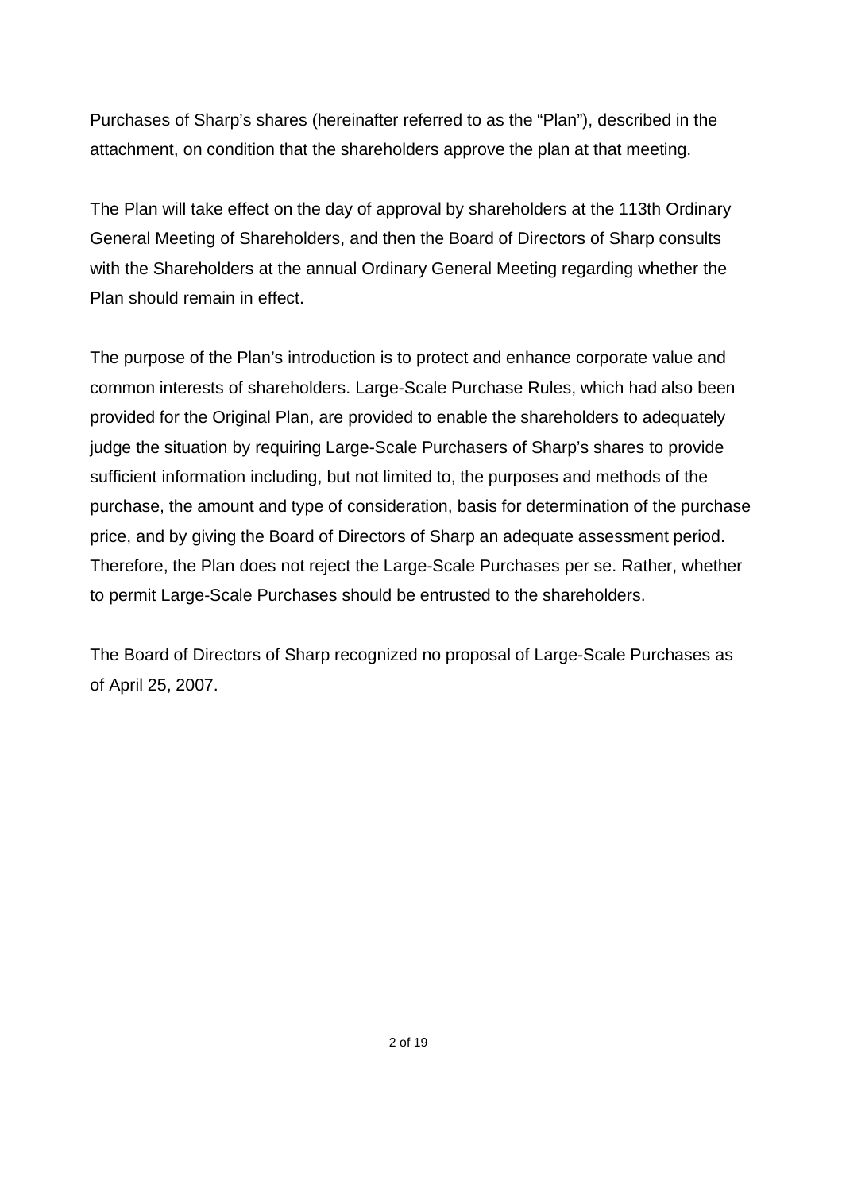Purchases of Sharp's shares (hereinafter referred to as the "Plan"), described in the attachment, on condition that the shareholders approve the plan at that meeting.

The Plan will take effect on the day of approval by shareholders at the 113th Ordinary General Meeting of Shareholders, and then the Board of Directors of Sharp consults with the Shareholders at the annual Ordinary General Meeting regarding whether the Plan should remain in effect.

The purpose of the Plan's introduction is to protect and enhance corporate value and common interests of shareholders. Large-Scale Purchase Rules, which had also been provided for the Original Plan, are provided to enable the shareholders to adequately judge the situation by requiring Large-Scale Purchasers of Sharp's shares to provide sufficient information including, but not limited to, the purposes and methods of the purchase, the amount and type of consideration, basis for determination of the purchase price, and by giving the Board of Directors of Sharp an adequate assessment period. Therefore, the Plan does not reject the Large-Scale Purchases per se. Rather, whether to permit Large-Scale Purchases should be entrusted to the shareholders.

The Board of Directors of Sharp recognized no proposal of Large-Scale Purchases as of April 25, 2007.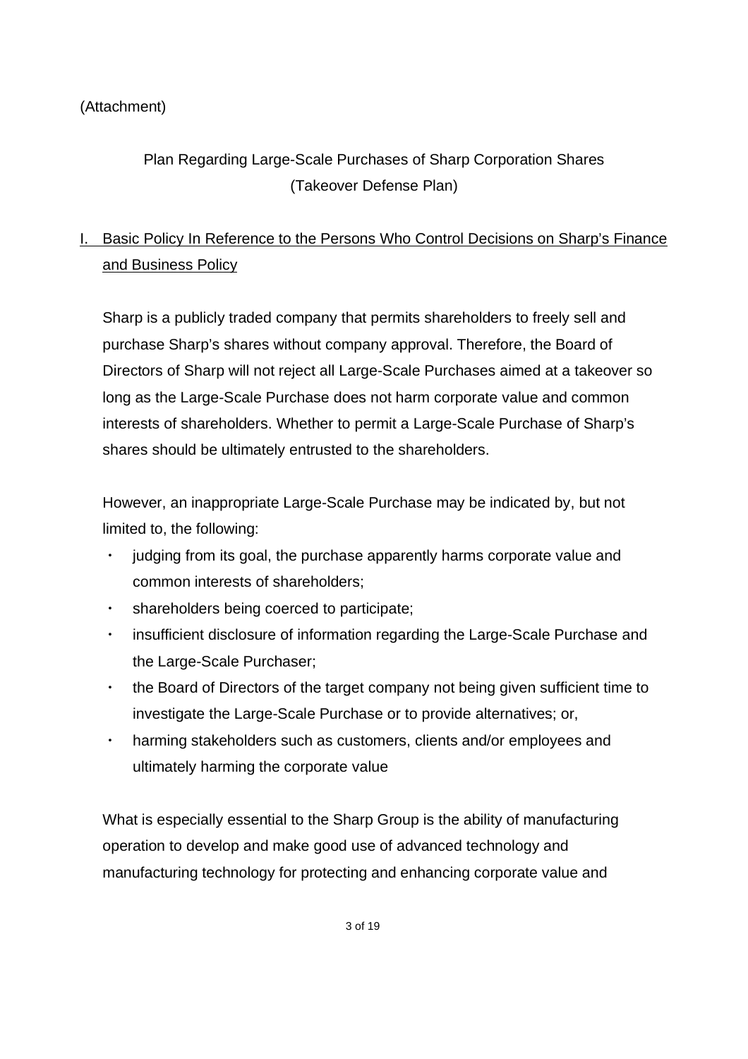(Attachment)

# Plan Regarding Large-Scale Purchases of Sharp Corporation Shares (Takeover Defense Plan)

## I. Basic Policy In Reference to the Persons Who Control Decisions on Sharp's Finance and Business Policy

Sharp is a publicly traded company that permits shareholders to freely sell and purchase Sharp's shares without company approval. Therefore, the Board of Directors of Sharp will not reject all Large-Scale Purchases aimed at a takeover so long as the Large-Scale Purchase does not harm corporate value and common interests of shareholders. Whether to permit a Large-Scale Purchase of Sharp's shares should be ultimately entrusted to the shareholders.

However, an inappropriate Large-Scale Purchase may be indicated by, but not limited to, the following:

- judging from its goal, the purchase apparently harms corporate value and common interests of shareholders;
- shareholders being coerced to participate;
- insufficient disclosure of information regarding the Large-Scale Purchase and the Large-Scale Purchaser;
- the Board of Directors of the target company not being given sufficient time to investigate the Large-Scale Purchase or to provide alternatives; or,
- harming stakeholders such as customers, clients and/or employees and ultimately harming the corporate value

What is especially essential to the Sharp Group is the ability of manufacturing operation to develop and make good use of advanced technology and manufacturing technology for protecting and enhancing corporate value and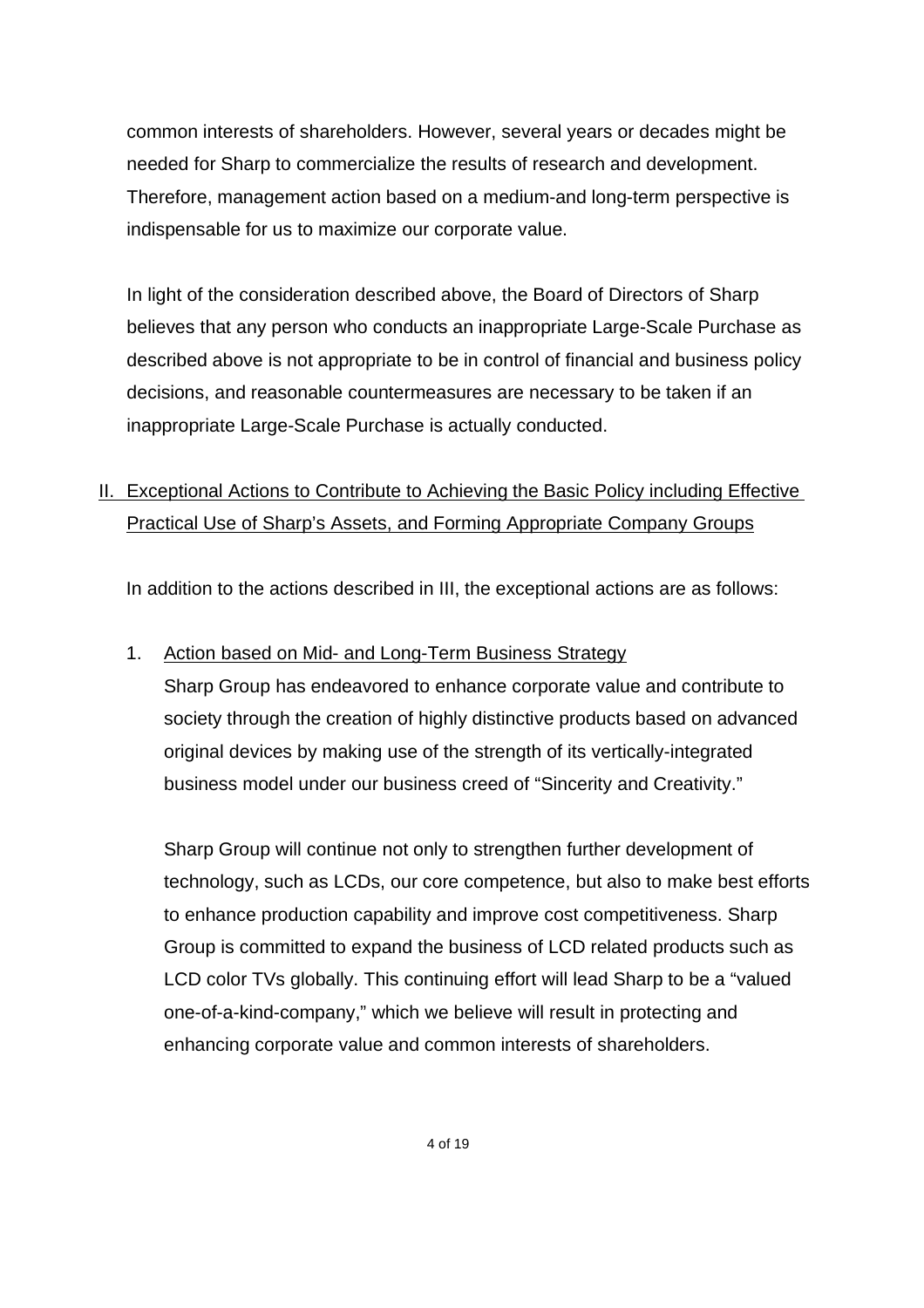common interests of shareholders. However, several years or decades might be needed for Sharp to commercialize the results of research and development. Therefore, management action based on a medium-and long-term perspective is indispensable for us to maximize our corporate value.

In light of the consideration described above, the Board of Directors of Sharp believes that any person who conducts an inappropriate Large-Scale Purchase as described above is not appropriate to be in control of financial and business policy decisions, and reasonable countermeasures are necessary to be taken if an inappropriate Large-Scale Purchase is actually conducted.

## II. Exceptional Actions to Contribute to Achieving the Basic Policy including Effective Practical Use of Sharp's Assets, and Forming Appropriate Company Groups

In addition to the actions described in III, the exceptional actions are as follows:

### 1. Action based on Mid- and Long-Term Business Strategy

Sharp Group has endeavored to enhance corporate value and contribute to society through the creation of highly distinctive products based on advanced original devices by making use of the strength of its vertically-integrated business model under our business creed of "Sincerity and Creativity."

Sharp Group will continue not only to strengthen further development of technology, such as LCDs, our core competence, but also to make best efforts to enhance production capability and improve cost competitiveness. Sharp Group is committed to expand the business of LCD related products such as LCD color TVs globally. This continuing effort will lead Sharp to be a "valued one-of-a-kind-company," which we believe will result in protecting and enhancing corporate value and common interests of shareholders.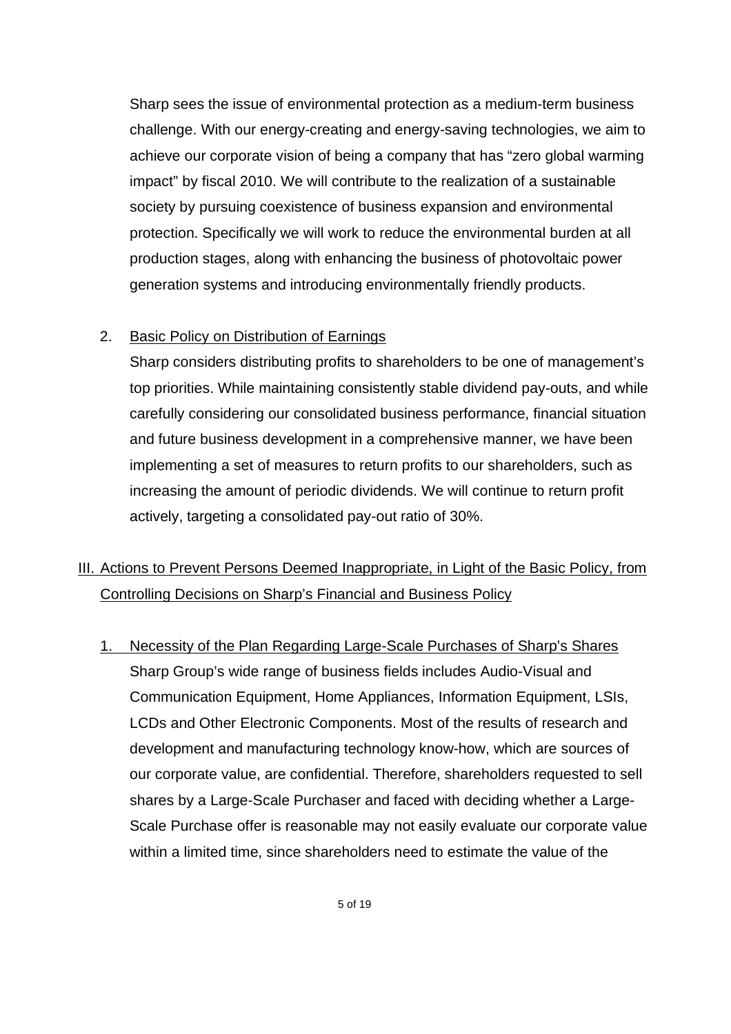Sharp sees the issue of environmental protection as a medium-term business challenge. With our energy-creating and energy-saving technologies, we aim to achieve our corporate vision of being a company that has "zero global warming impact" by fiscal 2010. We will contribute to the realization of a sustainable society by pursuing coexistence of business expansion and environmental protection. Specifically we will work to reduce the environmental burden at all production stages, along with enhancing the business of photovoltaic power generation systems and introducing environmentally friendly products.

2. Basic Policy on Distribution of Earnings

Sharp considers distributing profits to shareholders to be one of management's top priorities. While maintaining consistently stable dividend pay-outs, and while carefully considering our consolidated business performance, financial situation and future business development in a comprehensive manner, we have been implementing a set of measures to return profits to our shareholders, such as increasing the amount of periodic dividends. We will continue to return profit actively, targeting a consolidated pay-out ratio of 30%.

## III. Actions to Prevent Persons Deemed Inappropriate, in Light of the Basic Policy, from Controlling Decisions on Sharp's Financial and Business Policy

1. Necessity of the Plan Regarding Large-Scale Purchases of Sharp's Shares

Sharp Group's wide range of business fields includes Audio-Visual and Communication Equipment, Home Appliances, Information Equipment, LSIs, LCDs and Other Electronic Components. Most of the results of research and development and manufacturing technology know-how, which are sources of our corporate value, are confidential. Therefore, shareholders requested to sell shares by a Large-Scale Purchaser and faced with deciding whether a Large-Scale Purchase offer is reasonable may not easily evaluate our corporate value within a limited time, since shareholders need to estimate the value of the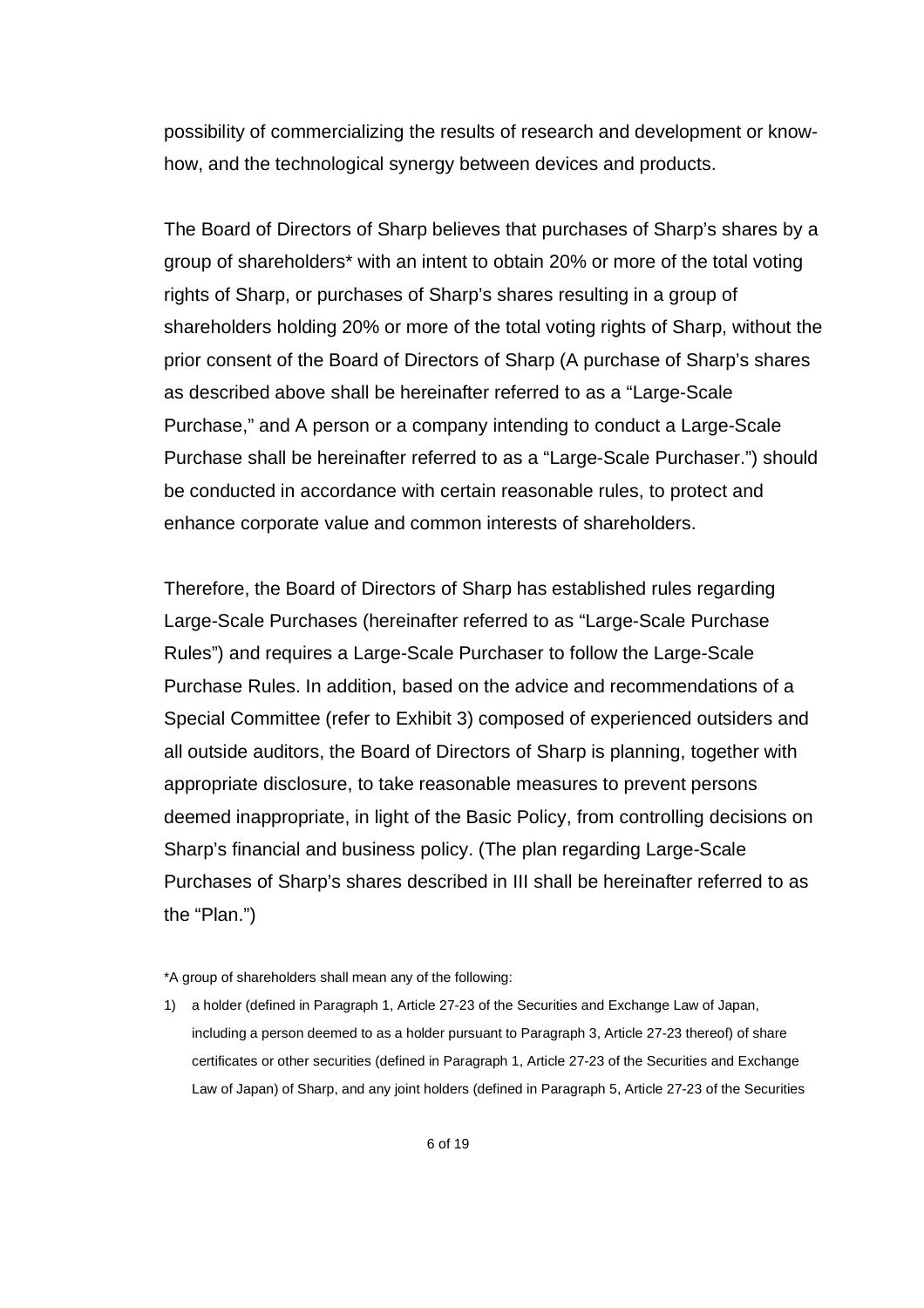possibility of commercializing the results of research and development or know-how, and the technological synergy between devices and products.

The Board of Directors of Sharp believes that purchases of Sharp's shares by a group of shareholders* with an intent to obtain 20% or more of the total voting rights of Sharp, or purchases of Sharp's shares resulting in a group of shareholders holding 20% or more of the total voting rights of Sharp, without the prior consent of the Board of Directors of Sharp (A purchase of Sharp's shares as described above shall be hereinafter referred to as a "Large-Scale Purchase," and A person or a company intending to conduct a Large-Scale Purchase shall be hereinafter referred to as a "Large-Scale Purchaser.") should be conducted in accordance with certain reasonable rules, to protect and enhance corporate value and common interests of shareholders.

Therefore, the Board of Directors of Sharp has established rules regarding Large-Scale Purchases (hereinafter referred to as "Large-Scale Purchase Rules") and requires a Large-Scale Purchaser to follow the Large-Scale Purchase Rules. In addition, based on the advice and recommendations of a Special Committee (refer to Exhibit 3) composed of experienced outsiders and all outside auditors, the Board of Directors of Sharp is planning, together with appropriate disclosure, to take reasonable measures to prevent persons deemed inappropriate, in light of the Basic Policy, from controlling decisions on Sharp's financial and business policy. (The plan regarding Large-Scale Purchases of Sharp's shares described in III shall be hereinafter referred to as the "Plan.")

*A group of shareholders shall mean any of the following:

1) a holder (defined in Paragraph 1, Article 27-23 of the Securities and Exchange Law of Japan, including a person deemed to as a holder pursuant to Paragraph 3, Article 27-23 thereof) of share certificates or other securities (defined in Paragraph 1, Article 27-23 of the Securities and Exchange Law of Japan) of Sharp, and any joint holders (defined in Paragraph 5, Article 27-23 of the Securities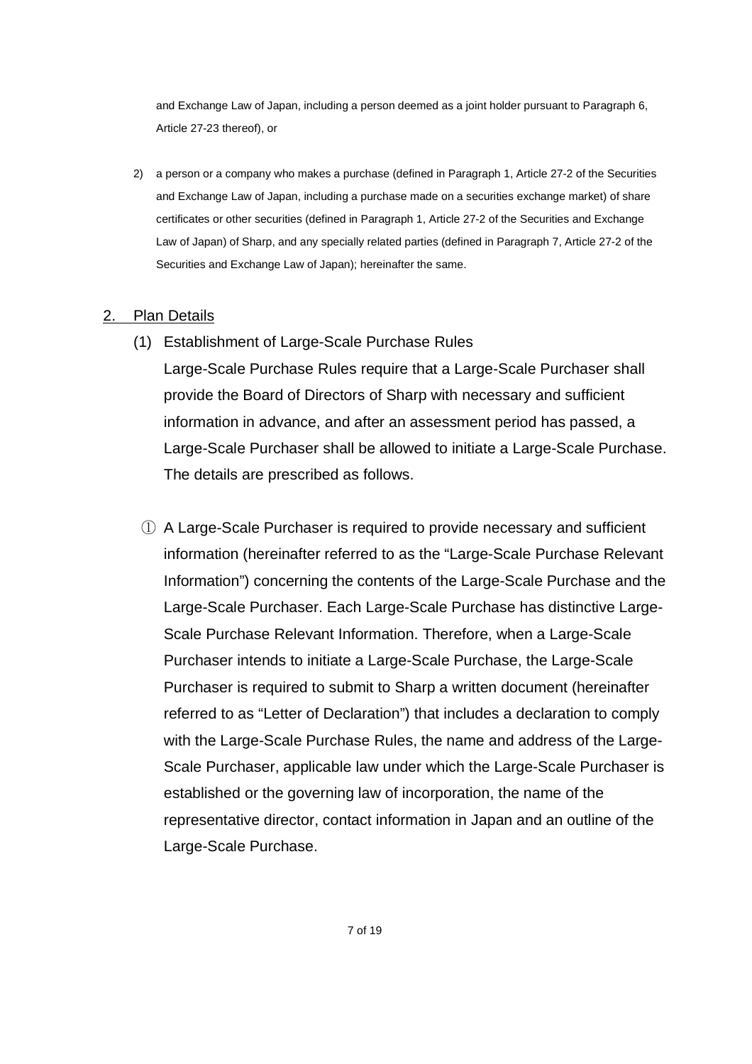and Exchange Law of Japan, including a person deemed as a joint holder pursuant to Paragraph 6, Article 27-23 thereof), or

2) a person or a company who makes a purchase (defined in Paragraph 1, Article 27-2 of the Securities and Exchange Law of Japan, including a purchase made on a securities exchange market) of share certificates or other securities (defined in Paragraph 1, Article 27-2 of the Securities and Exchange Law of Japan) of Sharp, and any specially related parties (defined in Paragraph 7, Article 27-2 of the Securities and Exchange Law of Japan); hereinafter the same.

## 2. Plan Details

### (1) Establishment of Large-Scale Purchase Rules

Large-Scale Purchase Rules require that a Large-Scale Purchaser shall provide the Board of Directors of Sharp with necessary and sufficient information in advance, and after an assessment period has passed, a Large-Scale Purchaser shall be allowed to initiate a Large-Scale Purchase. The details are prescribed as follows.

① A Large-Scale Purchaser is required to provide necessary and sufficient information (hereinafter referred to as the "Large-Scale Purchase Relevant Information") concerning the contents of the Large-Scale Purchase and the Large-Scale Purchaser. Each Large-Scale Purchase has distinctive Large-Scale Purchase Relevant Information. Therefore, when a Large-Scale Purchaser intends to initiate a Large-Scale Purchase, the Large-Scale Purchaser is required to submit to Sharp a written document (hereinafter referred to as "Letter of Declaration") that includes a declaration to comply with the Large-Scale Purchase Rules, the name and address of the Large-Scale Purchaser, applicable law under which the Large-Scale Purchaser is established or the governing law of incorporation, the name of the representative director, contact information in Japan and an outline of the Large-Scale Purchase.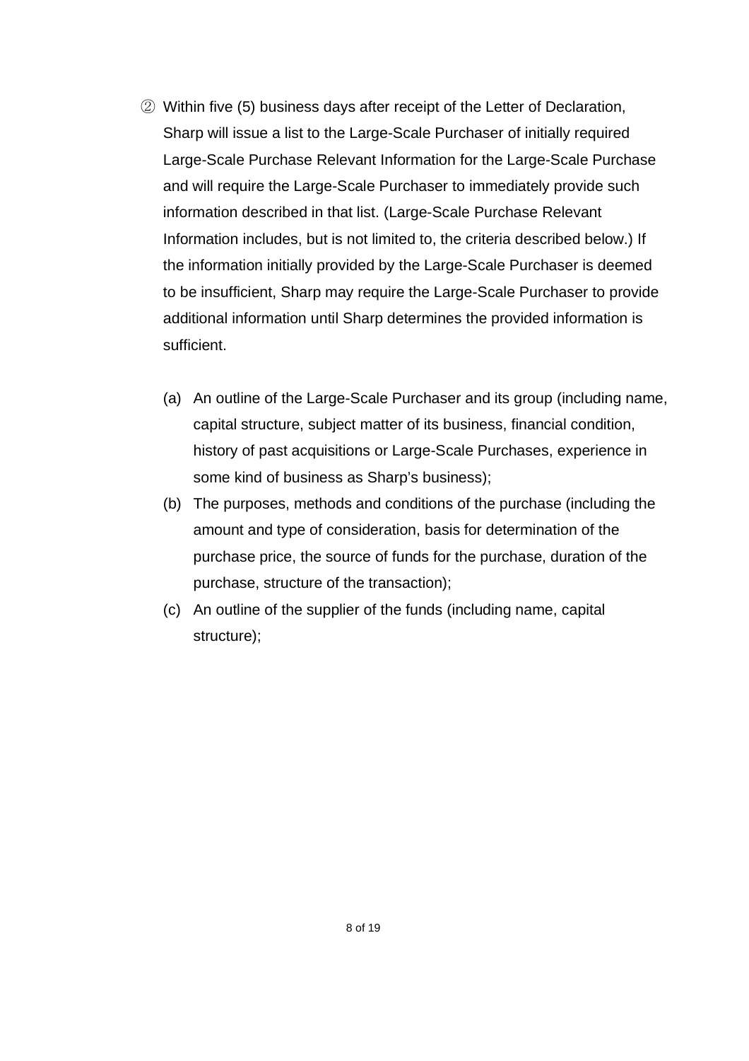② Within five (5) business days after receipt of the Letter of Declaration, Sharp will issue a list to the Large-Scale Purchaser of initially required Large-Scale Purchase Relevant Information for the Large-Scale Purchase and will require the Large-Scale Purchaser to immediately provide such information described in that list. (Large-Scale Purchase Relevant Information includes, but is not limited to, the criteria described below.) If the information initially provided by the Large-Scale Purchaser is deemed to be insufficient, Sharp may require the Large-Scale Purchaser to provide additional information until Sharp determines the provided information is sufficient.

(a) An outline of the Large-Scale Purchaser and its group (including name, capital structure, subject matter of its business, financial condition, history of past acquisitions or Large-Scale Purchases, experience in some kind of business as Sharp's business);

(b) The purposes, methods and conditions of the purchase (including the amount and type of consideration, basis for determination of the purchase price, the source of funds for the purchase, duration of the purchase, structure of the transaction);

(c) An outline of the supplier of the funds (including name, capital structure);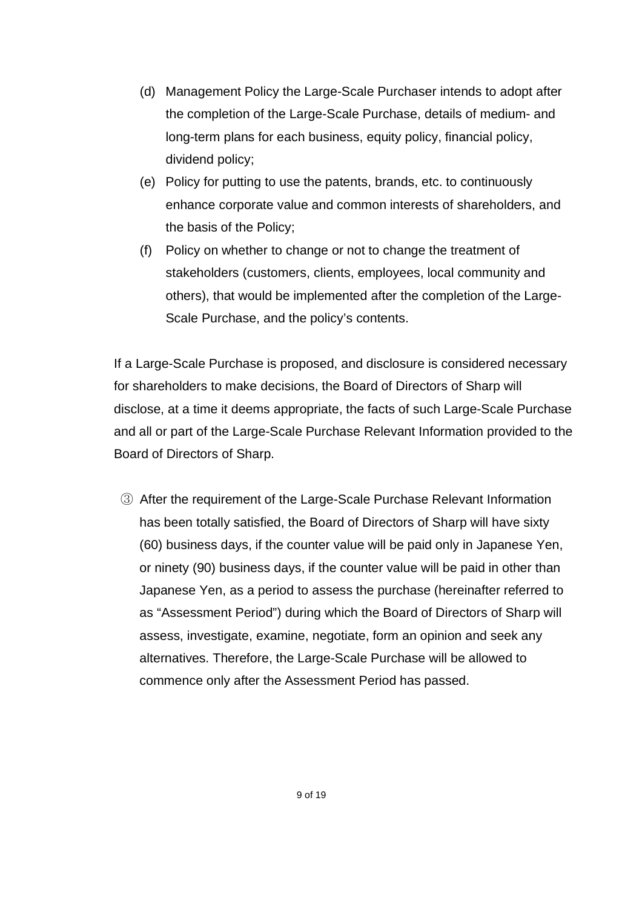(d) Management Policy the Large-Scale Purchaser intends to adopt after the completion of the Large-Scale Purchase, details of medium- and long-term plans for each business, equity policy, financial policy, dividend policy;

(e) Policy for putting to use the patents, brands, etc. to continuously enhance corporate value and common interests of shareholders, and the basis of the Policy;

(f) Policy on whether to change or not to change the treatment of stakeholders (customers, clients, employees, local community and others), that would be implemented after the completion of the Large-Scale Purchase, and the policy's contents.

If a Large-Scale Purchase is proposed, and disclosure is considered necessary for shareholders to make decisions, the Board of Directors of Sharp will disclose, at a time it deems appropriate, the facts of such Large-Scale Purchase and all or part of the Large-Scale Purchase Relevant Information provided to the Board of Directors of Sharp.

③ After the requirement of the Large-Scale Purchase Relevant Information has been totally satisfied, the Board of Directors of Sharp will have sixty (60) business days, if the counter value will be paid only in Japanese Yen, or ninety (90) business days, if the counter value will be paid in other than Japanese Yen, as a period to assess the purchase (hereinafter referred to as "Assessment Period") during which the Board of Directors of Sharp will assess, investigate, examine, negotiate, form an opinion and seek any alternatives. Therefore, the Large-Scale Purchase will be allowed to commence only after the Assessment Period has passed.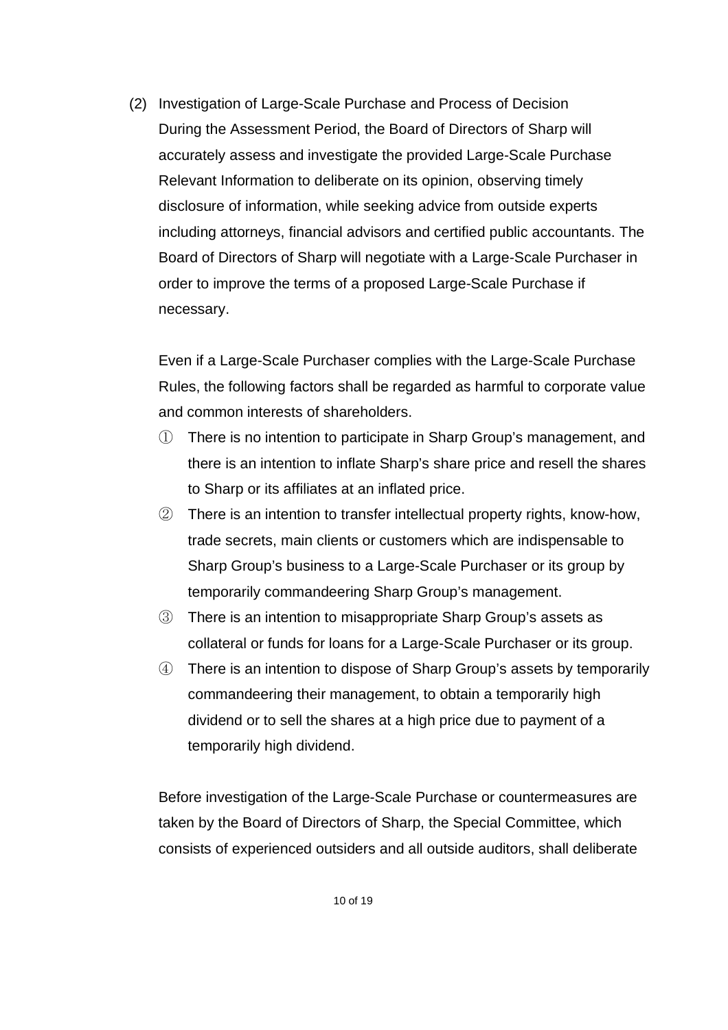(2) Investigation of Large-Scale Purchase and Process of Decision

During the Assessment Period, the Board of Directors of Sharp will accurately assess and investigate the provided Large-Scale Purchase Relevant Information to deliberate on its opinion, observing timely disclosure of information, while seeking advice from outside experts including attorneys, financial advisors and certified public accountants. The Board of Directors of Sharp will negotiate with a Large-Scale Purchaser in order to improve the terms of a proposed Large-Scale Purchase if necessary.

Even if a Large-Scale Purchaser complies with the Large-Scale Purchase Rules, the following factors shall be regarded as harmful to corporate value and common interests of shareholders.

① There is no intention to participate in Sharp Group's management, and there is an intention to inflate Sharp's share price and resell the shares to Sharp or its affiliates at an inflated price.

② There is an intention to transfer intellectual property rights, know-how, trade secrets, main clients or customers which are indispensable to Sharp Group's business to a Large-Scale Purchaser or its group by temporarily commandeering Sharp Group's management.

③ There is an intention to misappropriate Sharp Group's assets as collateral or funds for loans for a Large-Scale Purchaser or its group.

④ There is an intention to dispose of Sharp Group's assets by temporarily commandeering their management, to obtain a temporarily high dividend or to sell the shares at a high price due to payment of a temporarily high dividend.

Before investigation of the Large-Scale Purchase or countermeasures are taken by the Board of Directors of Sharp, the Special Committee, which consists of experienced outsiders and all outside auditors, shall deliberate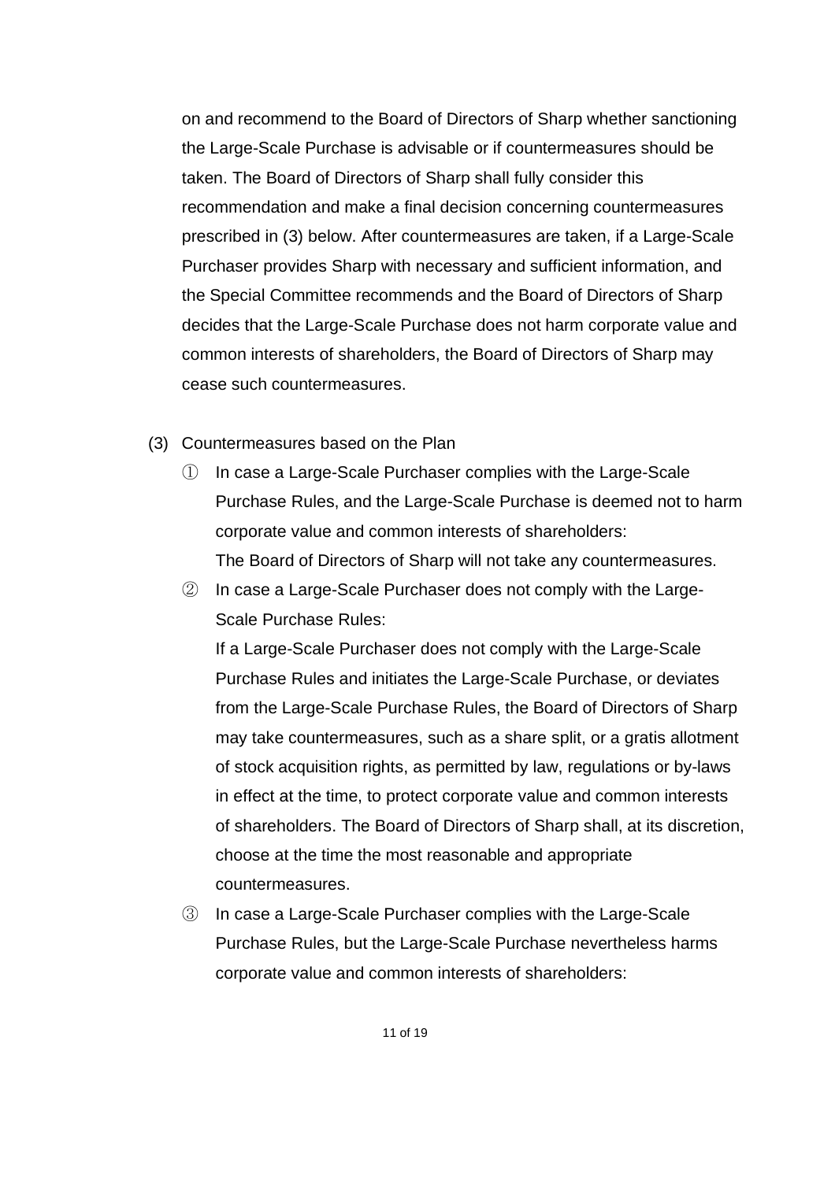on and recommend to the Board of Directors of Sharp whether sanctioning the Large-Scale Purchase is advisable or if countermeasures should be taken. The Board of Directors of Sharp shall fully consider this recommendation and make a final decision concerning countermeasures prescribed in (3) below. After countermeasures are taken, if a Large-Scale Purchaser provides Sharp with necessary and sufficient information, and the Special Committee recommends and the Board of Directors of Sharp decides that the Large-Scale Purchase does not harm corporate value and common interests of shareholders, the Board of Directors of Sharp may cease such countermeasures.

(3) Countermeasures based on the Plan

① In case a Large-Scale Purchaser complies with the Large-Scale Purchase Rules, and the Large-Scale Purchase is deemed not to harm corporate value and common interests of shareholders:
The Board of Directors of Sharp will not take any countermeasures.

② In case a Large-Scale Purchaser does not comply with the Large-Scale Purchase Rules:
If a Large-Scale Purchaser does not comply with the Large-Scale Purchase Rules and initiates the Large-Scale Purchase, or deviates from the Large-Scale Purchase Rules, the Board of Directors of Sharp may take countermeasures, such as a share split, or a gratis allotment of stock acquisition rights, as permitted by law, regulations or by-laws in effect at the time, to protect corporate value and common interests of shareholders. The Board of Directors of Sharp shall, at its discretion, choose at the time the most reasonable and appropriate countermeasures.

③ In case a Large-Scale Purchaser complies with the Large-Scale Purchase Rules, but the Large-Scale Purchase nevertheless harms corporate value and common interests of shareholders: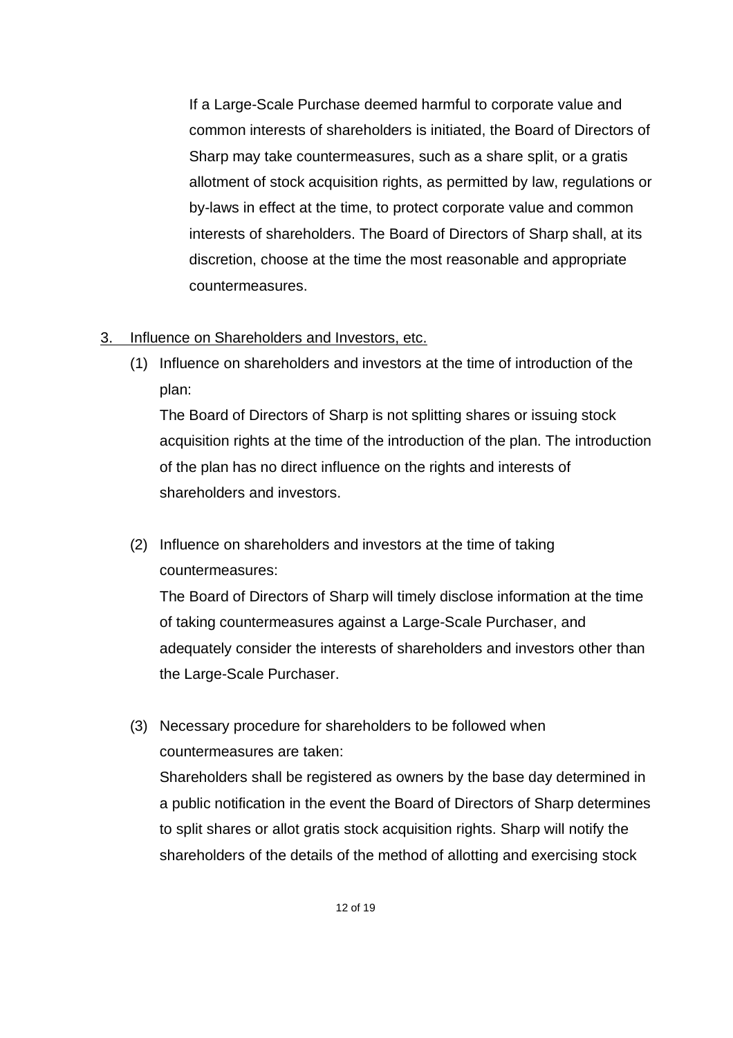If a Large-Scale Purchase deemed harmful to corporate value and common interests of shareholders is initiated, the Board of Directors of Sharp may take countermeasures, such as a share split, or a gratis allotment of stock acquisition rights, as permitted by law, regulations or by-laws in effect at the time, to protect corporate value and common interests of shareholders. The Board of Directors of Sharp shall, at its discretion, choose at the time the most reasonable and appropriate countermeasures.

3. <u>Influence on Shareholders and Investors, etc.</u>

(1) Influence on shareholders and investors at the time of introduction of the plan:

The Board of Directors of Sharp is not splitting shares or issuing stock acquisition rights at the time of the introduction of the plan. The introduction of the plan has no direct influence on the rights and interests of shareholders and investors.

(2) Influence on shareholders and investors at the time of taking countermeasures:

The Board of Directors of Sharp will timely disclose information at the time of taking countermeasures against a Large-Scale Purchaser, and adequately consider the interests of shareholders and investors other than the Large-Scale Purchaser.

(3) Necessary procedure for shareholders to be followed when countermeasures are taken:

Shareholders shall be registered as owners by the base day determined in a public notification in the event the Board of Directors of Sharp determines to split shares or allot gratis stock acquisition rights. Sharp will notify the shareholders of the details of the method of allotting and exercising stock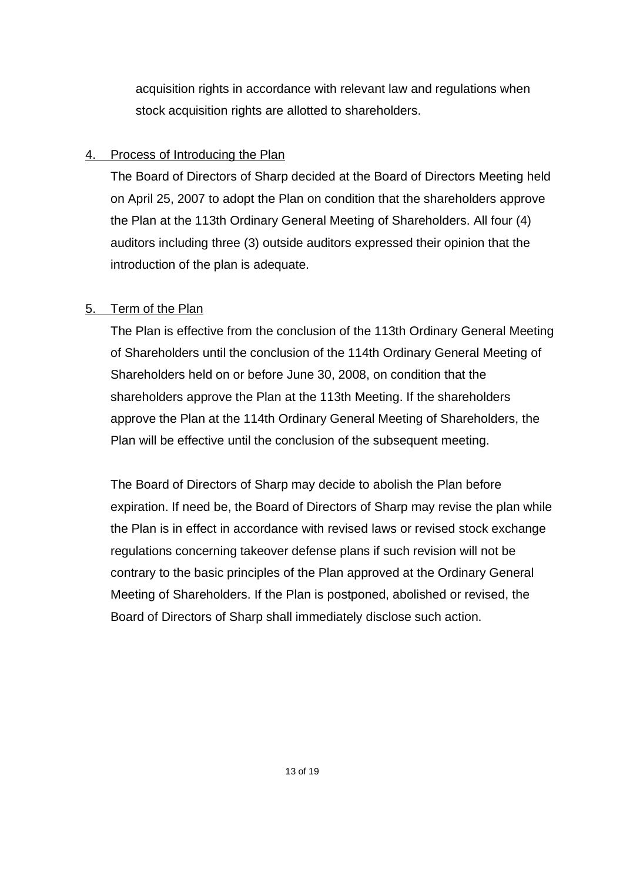acquisition rights in accordance with relevant law and regulations when stock acquisition rights are allotted to shareholders.

## 4. Process of Introducing the Plan

The Board of Directors of Sharp decided at the Board of Directors Meeting held on April 25, 2007 to adopt the Plan on condition that the shareholders approve the Plan at the 113th Ordinary General Meeting of Shareholders. All four (4) auditors including three (3) outside auditors expressed their opinion that the introduction of the plan is adequate.

## 5. Term of the Plan

The Plan is effective from the conclusion of the 113th Ordinary General Meeting of Shareholders until the conclusion of the 114th Ordinary General Meeting of Shareholders held on or before June 30, 2008, on condition that the shareholders approve the Plan at the 113th Meeting. If the shareholders approve the Plan at the 114th Ordinary General Meeting of Shareholders, the Plan will be effective until the conclusion of the subsequent meeting.

The Board of Directors of Sharp may decide to abolish the Plan before expiration. If need be, the Board of Directors of Sharp may revise the plan while the Plan is in effect in accordance with revised laws or revised stock exchange regulations concerning takeover defense plans if such revision will not be contrary to the basic principles of the Plan approved at the Ordinary General Meeting of Shareholders. If the Plan is postponed, abolished or revised, the Board of Directors of Sharp shall immediately disclose such action.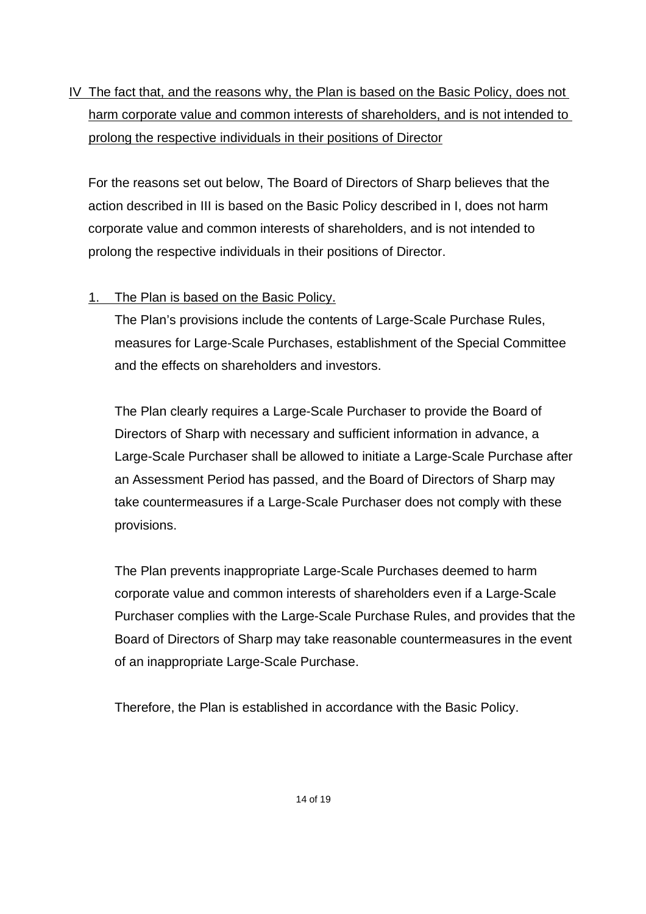## IV The fact that, and the reasons why, the Plan is based on the Basic Policy, does not harm corporate value and common interests of shareholders, and is not intended to prolong the respective individuals in their positions of Director

For the reasons set out below, The Board of Directors of Sharp believes that the action described in III is based on the Basic Policy described in I, does not harm corporate value and common interests of shareholders, and is not intended to prolong the respective individuals in their positions of Director.

### 1. The Plan is based on the Basic Policy.

The Plan's provisions include the contents of Large-Scale Purchase Rules, measures for Large-Scale Purchases, establishment of the Special Committee and the effects on shareholders and investors.

The Plan clearly requires a Large-Scale Purchaser to provide the Board of Directors of Sharp with necessary and sufficient information in advance, a Large-Scale Purchaser shall be allowed to initiate a Large-Scale Purchase after an Assessment Period has passed, and the Board of Directors of Sharp may take countermeasures if a Large-Scale Purchaser does not comply with these provisions.

The Plan prevents inappropriate Large-Scale Purchases deemed to harm corporate value and common interests of shareholders even if a Large-Scale Purchaser complies with the Large-Scale Purchase Rules, and provides that the Board of Directors of Sharp may take reasonable countermeasures in the event of an inappropriate Large-Scale Purchase.

Therefore, the Plan is established in accordance with the Basic Policy.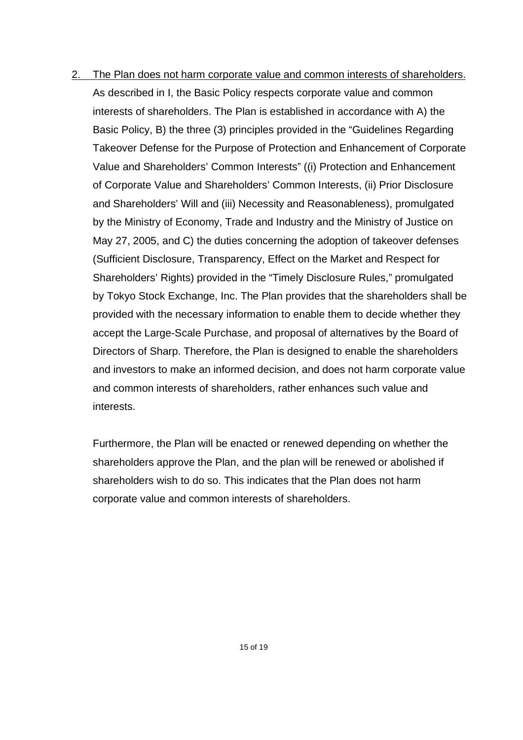2. <u>The Plan does not harm corporate value and common interests of shareholders.</u>

As described in I, the Basic Policy respects corporate value and common interests of shareholders. The Plan is established in accordance with A) the Basic Policy, B) the three (3) principles provided in the “Guidelines Regarding Takeover Defense for the Purpose of Protection and Enhancement of Corporate Value and Shareholders’ Common Interests” ((i) Protection and Enhancement of Corporate Value and Shareholders’ Common Interests, (ii) Prior Disclosure and Shareholders’ Will and (iii) Necessity and Reasonableness), promulgated by the Ministry of Economy, Trade and Industry and the Ministry of Justice on May 27, 2005, and C) the duties concerning the adoption of takeover defenses (Sufficient Disclosure, Transparency, Effect on the Market and Respect for Shareholders’ Rights) provided in the “Timely Disclosure Rules,” promulgated by Tokyo Stock Exchange, Inc. The Plan provides that the shareholders shall be provided with the necessary information to enable them to decide whether they accept the Large-Scale Purchase, and proposal of alternatives by the Board of Directors of Sharp. Therefore, the Plan is designed to enable the shareholders and investors to make an informed decision, and does not harm corporate value and common interests of shareholders, rather enhances such value and interests.

Furthermore, the Plan will be enacted or renewed depending on whether the shareholders approve the Plan, and the plan will be renewed or abolished if shareholders wish to do so. This indicates that the Plan does not harm corporate value and common interests of shareholders.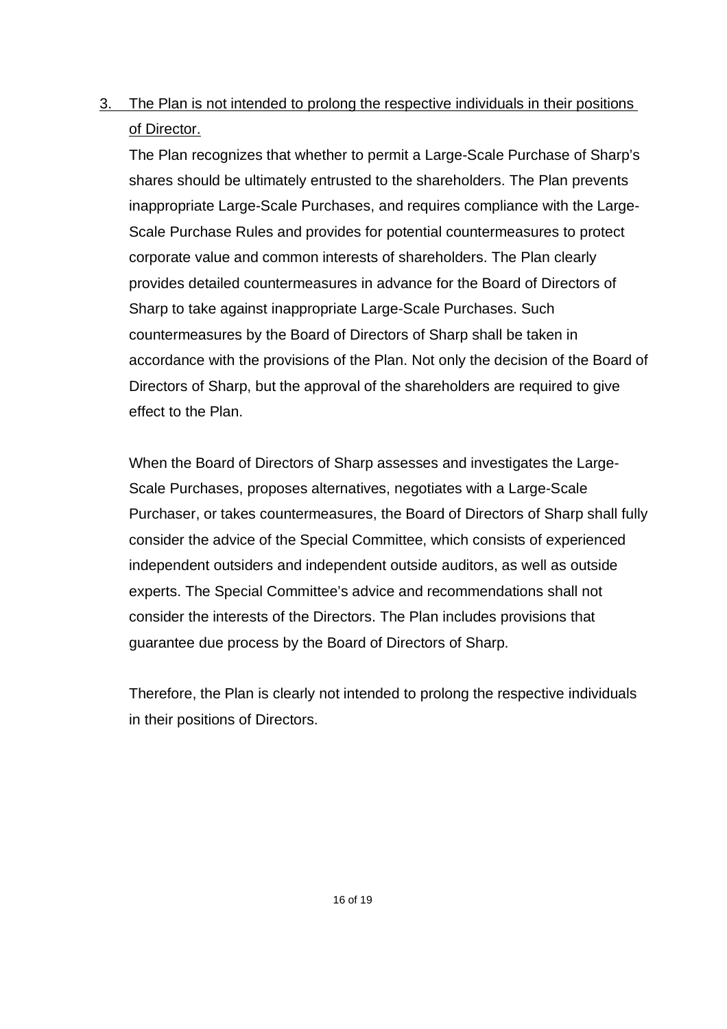3. <u>The Plan is not intended to prolong the respective individuals in their positions of Director.</u>

   The Plan recognizes that whether to permit a Large-Scale Purchase of Sharp's shares should be ultimately entrusted to the shareholders. The Plan prevents inappropriate Large-Scale Purchases, and requires compliance with the Large-Scale Purchase Rules and provides for potential countermeasures to protect corporate value and common interests of shareholders. The Plan clearly provides detailed countermeasures in advance for the Board of Directors of Sharp to take against inappropriate Large-Scale Purchases. Such countermeasures by the Board of Directors of Sharp shall be taken in accordance with the provisions of the Plan. Not only the decision of the Board of Directors of Sharp, but the approval of the shareholders are required to give effect to the Plan.

   When the Board of Directors of Sharp assesses and investigates the Large-Scale Purchases, proposes alternatives, negotiates with a Large-Scale Purchaser, or takes countermeasures, the Board of Directors of Sharp shall fully consider the advice of the Special Committee, which consists of experienced independent outsiders and independent outside auditors, as well as outside experts. The Special Committee's advice and recommendations shall not consider the interests of the Directors. The Plan includes provisions that guarantee due process by the Board of Directors of Sharp.

   Therefore, the Plan is clearly not intended to prolong the respective individuals in their positions of Directors.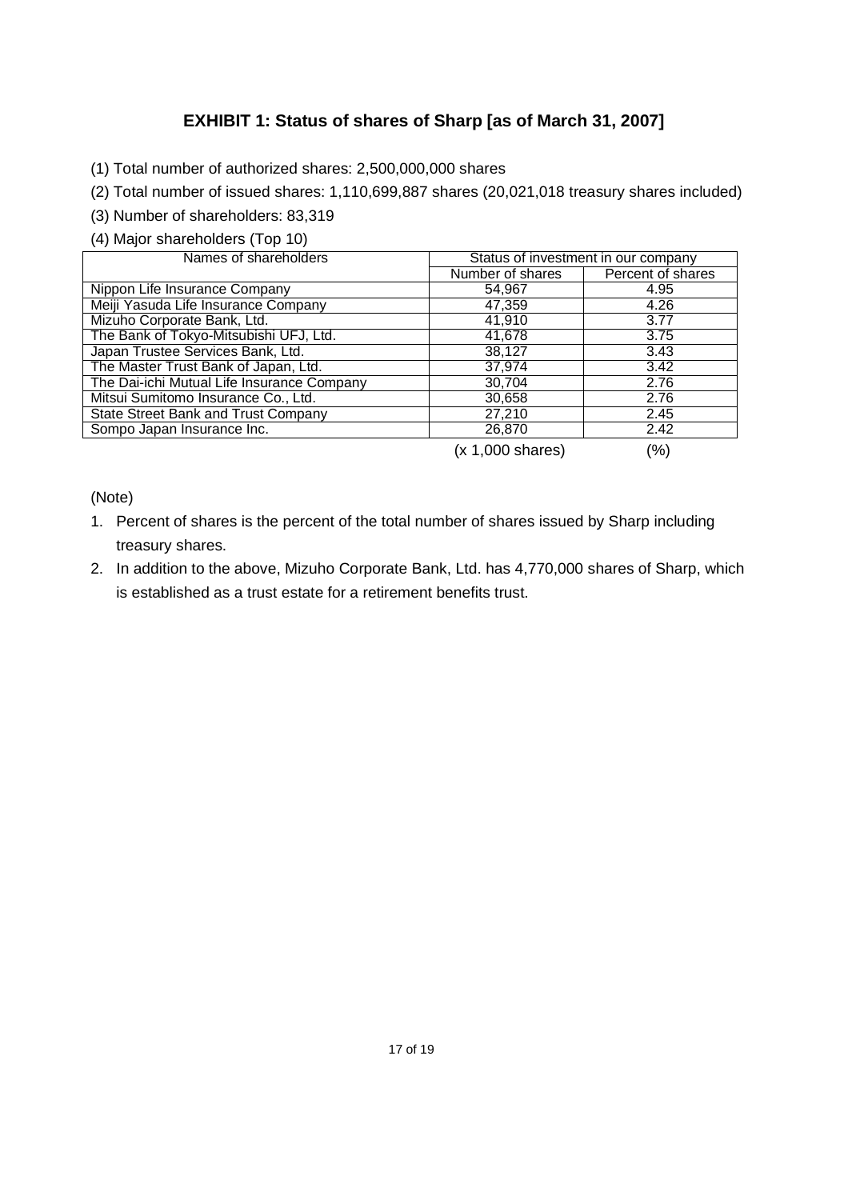# EXHIBIT 1: Status of shares of Sharp [as of March 31, 2007]

(1) Total number of authorized shares: 2,500,000,000 shares

(2) Total number of issued shares: 1,110,699,887 shares (20,021,018 treasury shares included)

(3) Number of shareholders: 83,319

(4) Major shareholders (Top 10)

| Names of shareholders | Status of investment in our company | |
|---|---|---|
| | Number of shares | Percent of shares |
| Nippon Life Insurance Company | 54,967 | 4.95 |
| Meiji Yasuda Life Insurance Company | 47,359 | 4.26 |
| Mizuho Corporate Bank, Ltd. | 41,910 | 3.77 |
| The Bank of Tokyo-Mitsubishi UFJ, Ltd. | 41,678 | 3.75 |
| Japan Trustee Services Bank, Ltd. | 38,127 | 3.43 |
| The Master Trust Bank of Japan, Ltd. | 37,974 | 3.42 |
| The Dai-ichi Mutual Life Insurance Company | 30,704 | 2.76 |
| Mitsui Sumitomo Insurance Co., Ltd. | 30,658 | 2.76 |
| State Street Bank and Trust Company | 27,210 | 2.45 |
| Sompo Japan Insurance Inc. | 26,870 | 2.42 |
| | (x 1,000 shares) | (%) |

(Note)

1. Percent of shares is the percent of the total number of shares issued by Sharp including treasury shares.
2. In addition to the above, Mizuho Corporate Bank, Ltd. has 4,770,000 shares of Sharp, which is established as a trust estate for a retirement benefits trust.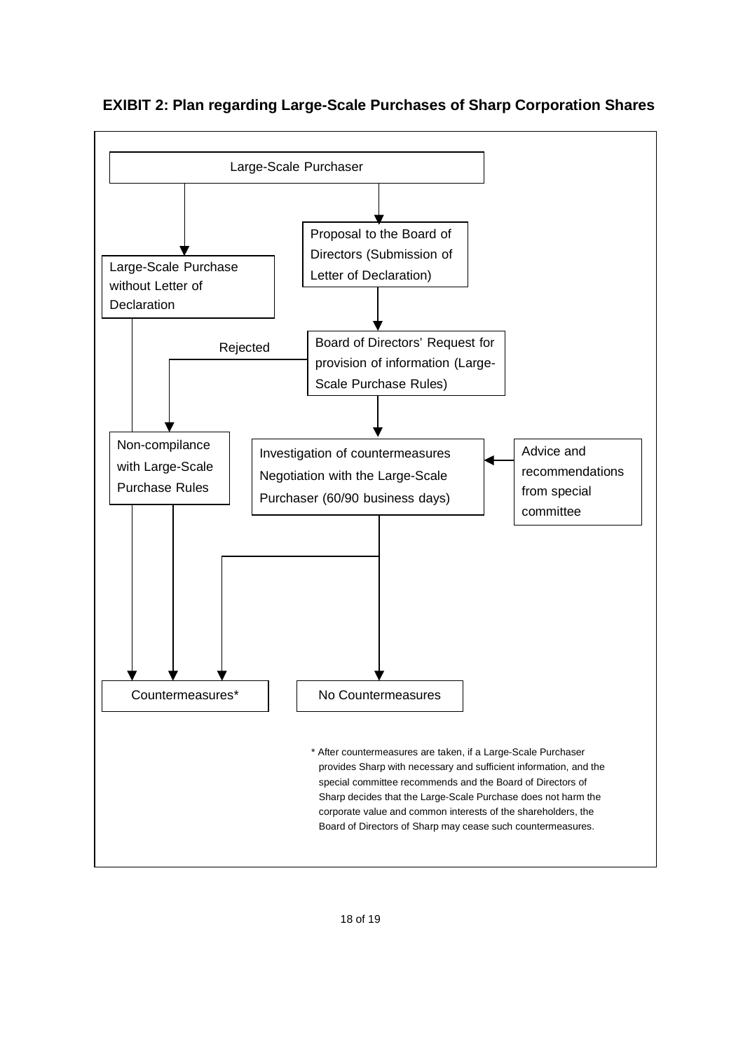**EXIBIT 2: Plan regarding Large-Scale Purchases of Sharp Corporation Shares**

Large-Scale Purchaser

Large-Scale Purchase without Letter of Declaration

Proposal to the Board of Directors (Submission of Letter of Declaration)

Board of Directors' Request for provision of information (Large-Scale Purchase Rules)

Rejected

Non-compilance with Large-Scale Purchase Rules

Investigation of countermeasures Negotiation with the Large-Scale Purchaser (60/90 business days)

Advice and recommendations from special committee

Countermeasures*

No Countermeasures

\* After countermeasures are taken, if a Large-Scale Purchaser provides Sharp with necessary and sufficient information, and the special committee recommends and the Board of Directors of Sharp decides that the Large-Scale Purchase does not harm the corporate value and common interests of the shareholders, the Board of Directors of Sharp may cease such countermeasures.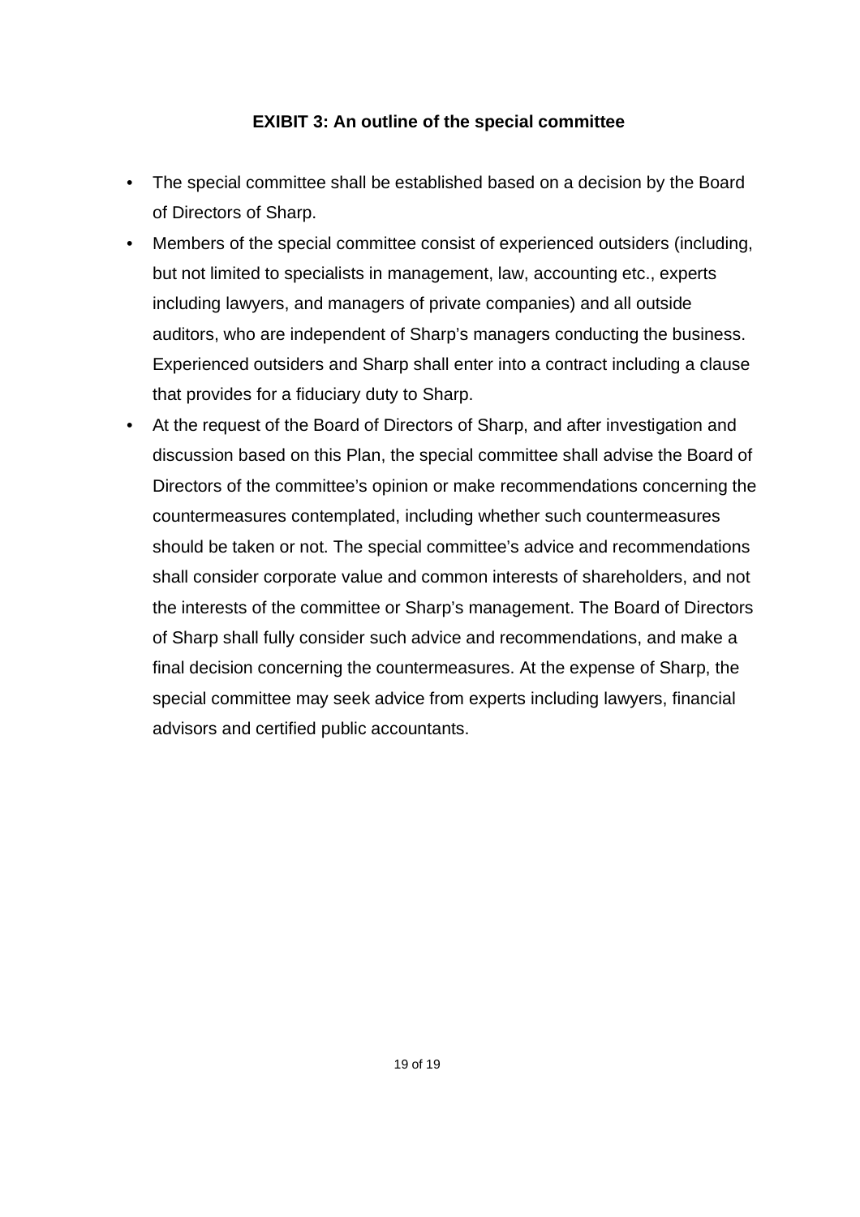**EXIBIT 3: An outline of the special committee**

- The special committee shall be established based on a decision by the Board of Directors of Sharp.
- Members of the special committee consist of experienced outsiders (including, but not limited to specialists in management, law, accounting etc., experts including lawyers, and managers of private companies) and all outside auditors, who are independent of Sharp's managers conducting the business. Experienced outsiders and Sharp shall enter into a contract including a clause that provides for a fiduciary duty to Sharp.
- At the request of the Board of Directors of Sharp, and after investigation and discussion based on this Plan, the special committee shall advise the Board of Directors of the committee's opinion or make recommendations concerning the countermeasures contemplated, including whether such countermeasures should be taken or not. The special committee's advice and recommendations shall consider corporate value and common interests of shareholders, and not the interests of the committee or Sharp's management. The Board of Directors of Sharp shall fully consider such advice and recommendations, and make a final decision concerning the countermeasures. At the expense of Sharp, the special committee may seek advice from experts including lawyers, financial advisors and certified public accountants.